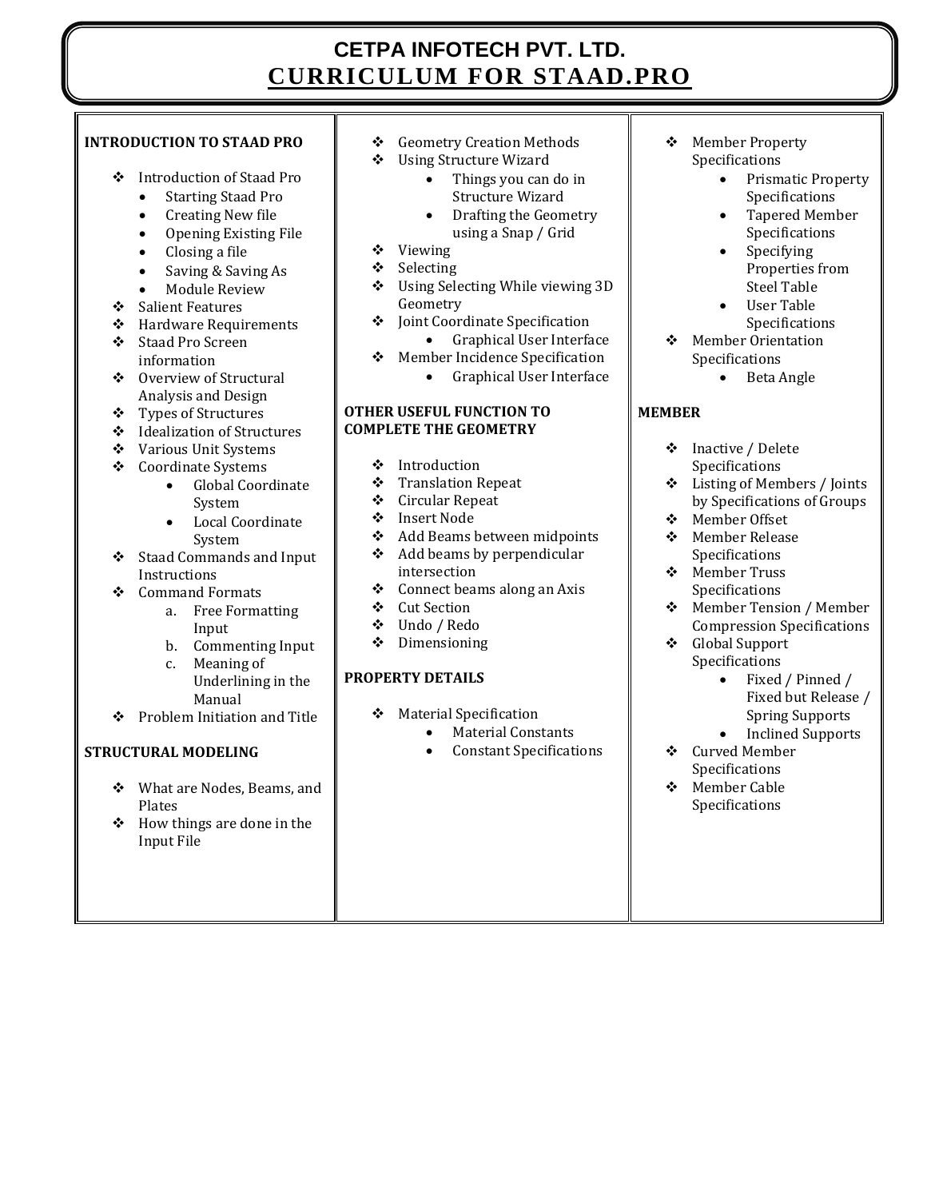# CETPA INFOTECH PVT. LTD.

## CURRICULUM FOR STAAD.PRO

### INTRODUCTION TO STAAD PRO

- Introduction of Staad Pro
  - Starting Staad Pro
  - Creating New file
  - Opening Existing File
  - Closing a file
  - Saving & Saving As
  - Module Review
- Salient Features
- Hardware Requirements
- Staad Pro Screen information
- Overview of Structural Analysis and Design
- Types of Structures
- Idealization of Structures
- Various Unit Systems
- Coordinate Systems
  - Global Coordinate System
  - Local Coordinate System
- Staad Commands and Input Instructions
- Command Formats
  a. Free Formatting Input
  b. Commenting Input
  c. Meaning of Underlining in the Manual
- Problem Initiation and Title

### STRUCTURAL MODELING

- What are Nodes, Beams, and Plates
- How things are done in the Input File
- Geometry Creation Methods
- Using Structure Wizard
  - Things you can do in Structure Wizard
  - Drafting the Geometry using a Snap / Grid
- Viewing
- Selecting
- Using Selecting While viewing 3D Geometry
- Joint Coordinate Specification
  - Graphical User Interface
- Member Incidence Specification
  - Graphical User Interface

### OTHER USEFUL FUNCTION TO COMPLETE THE GEOMETRY

- Introduction
- Translation Repeat
- Circular Repeat
- Insert Node
- Add Beams between midpoints
- Add beams by perpendicular intersection
- Connect beams along an Axis
- Cut Section
- Undo / Redo
- Dimensioning

### PROPERTY DETAILS

- Material Specification
  - Material Constants
  - Constant Specifications
- Member Property Specifications
  - Prismatic Property Specifications
  - Tapered Member Specifications
  - Specifying Properties from Steel Table
  - User Table Specifications
- Member Orientation Specifications
  - Beta Angle

### MEMBER

- Inactive / Delete Specifications
- Listing of Members / Joints by Specifications of Groups
- Member Offset
- Member Release Specifications
- Member Truss Specifications
- Member Tension / Member Compression Specifications
- Global Support Specifications
  - Fixed / Pinned / Fixed but Release / Spring Supports
  - Inclined Supports
- Curved Member Specifications
- Member Cable Specifications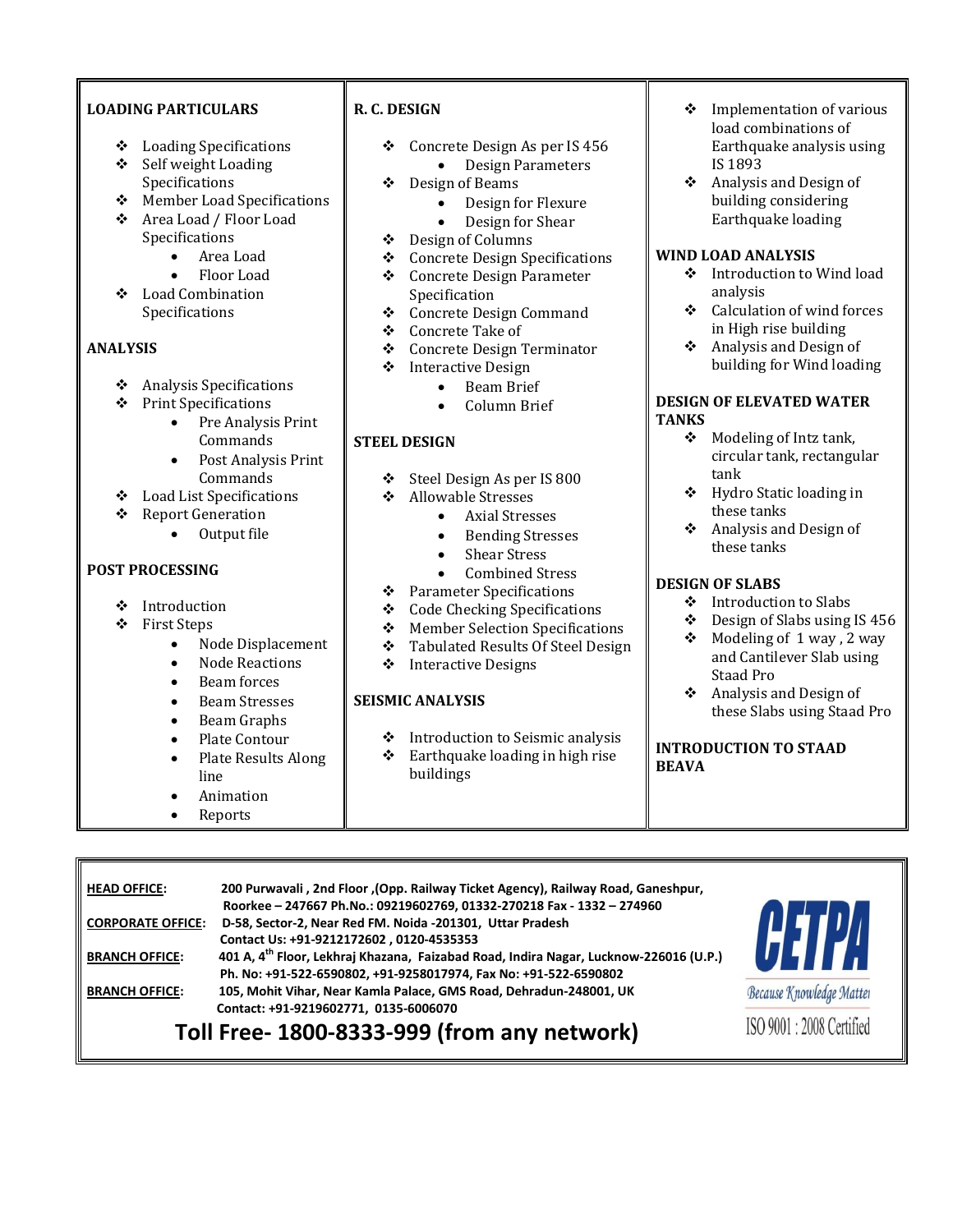## LOADING PARTICULARS

- Loading Specifications
- Self weight Loading Specifications
- Member Load Specifications
- Area Load / Floor Load Specifications
  - Area Load
  - Floor Load
- Load Combination Specifications

## ANALYSIS

- Analysis Specifications
- Print Specifications
  - Pre Analysis Print Commands
  - Post Analysis Print Commands
- Load List Specifications
- Report Generation
  - Output file

## POST PROCESSING

- Introduction
- First Steps
  - Node Displacement
  - Node Reactions
  - Beam forces
  - Beam Stresses
  - Beam Graphs
  - Plate Contour
  - Plate Results Along line
  - Animation
  - Reports

## R. C. DESIGN

- Concrete Design As per IS 456
  - Design Parameters
- Design of Beams
  - Design for Flexure
  - Design for Shear
- Design of Columns
- Concrete Design Specifications
- Concrete Design Parameter Specification
- Concrete Design Command
- Concrete Take of
- Concrete Design Terminator
- Interactive Design
  - Beam Brief
  - Column Brief

## STEEL DESIGN

- Steel Design As per IS 800
- Allowable Stresses
  - Axial Stresses
  - Bending Stresses
  - Shear Stress
  - Combined Stress
- Parameter Specifications
- Code Checking Specifications
- Member Selection Specifications
- Tabulated Results Of Steel Design
- Interactive Designs

## SEISMIC ANALYSIS

- Introduction to Seismic analysis
- Earthquake loading in high rise buildings
- Implementation of various load combinations of Earthquake analysis using IS 1893
- Analysis and Design of building considering Earthquake loading

## WIND LOAD ANALYSIS

- Introduction to Wind load analysis
- Calculation of wind forces in High rise building
- Analysis and Design of building for Wind loading

## DESIGN OF ELEVATED WATER TANKS

- Modeling of Intz tank, circular tank, rectangular tank
- Hydro Static loading in these tanks
- Analysis and Design of these tanks

## DESIGN OF SLABS

- Introduction to Slabs
- Design of Slabs using IS 456
- Modeling of 1 way , 2 way and Cantilever Slab using Staad Pro
- Analysis and Design of these Slabs using Staad Pro

## INTRODUCTION TO STAAD BEAVA

---

**HEAD OFFICE:** 200 Purwavali , 2nd Floor ,(Opp. Railway Ticket Agency), Railway Road, Ganeshpur, Roorkee – 247667 Ph.No.: 09219602769, 01332-270218 Fax - 1332 – 274960

**CORPORATE OFFICE:** D-58, Sector-2, Near Red FM. Noida -201301, Uttar Pradesh Contact Us: +91-9212172602 , 0120-4535353

**BRANCH OFFICE:** 401 A, 4th Floor, Lekhraj Khazana, Faizabad Road, Indira Nagar, Lucknow-226016 (U.P.) Ph. No: +91-522-6590802, +91-9258017974, Fax No: +91-522-6590802

**BRANCH OFFICE:** 105, Mohit Vihar, Near Kamla Palace, GMS Road, Dehradun-248001, UK Contact: +91-9219602771, 0135-6006070

**Toll Free- 1800-8333-999 (from any network)**

CETPA

Because Knowledge Matter

ISO 9001 : 2008 Certified